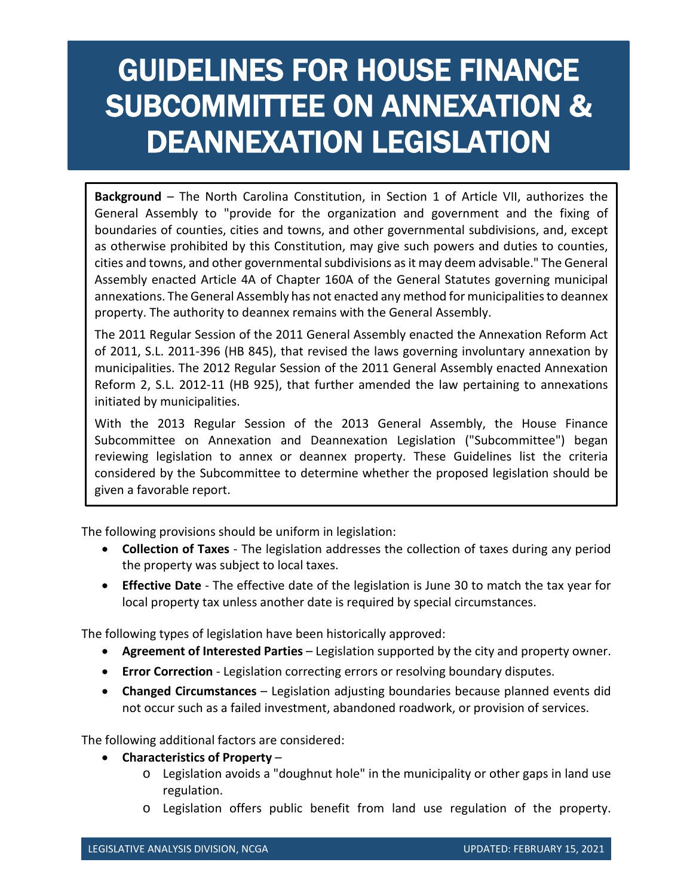# GUIDELINES FOR HOUSE FINANCE SUBCOMMITTEE ON ANNEXATION & DEANNEXATION LEGISLATION

**Background** – The North Carolina Constitution, in Section 1 of Article VII, authorizes the General Assembly to "provide for the organization and government and the fixing of boundaries of counties, cities and towns, and other governmental subdivisions, and, except as otherwise prohibited by this Constitution, may give such powers and duties to counties, cities and towns, and other governmental subdivisions as it may deem advisable." The General Assembly enacted Article 4A of Chapter 160A of the General Statutes governing municipal annexations. The General Assembly has not enacted any method for municipalities to deannex property. The authority to deannex remains with the General Assembly.

The 2011 Regular Session of the 2011 General Assembly enacted the Annexation Reform Act of 2011, S.L. 2011-396 (HB 845), that revised the laws governing involuntary annexation by municipalities. The 2012 Regular Session of the 2011 General Assembly enacted Annexation Reform 2, S.L. 2012-11 (HB 925), that further amended the law pertaining to annexations initiated by municipalities.

With the 2013 Regular Session of the 2013 General Assembly, the House Finance Subcommittee on Annexation and Deannexation Legislation ("Subcommittee") began reviewing legislation to annex or deannex property. These Guidelines list the criteria considered by the Subcommittee to determine whether the proposed legislation should be given a favorable report.

The following provisions should be uniform in legislation:

- **Collection of Taxes** - The legislation addresses the collection of taxes during any period the property was subject to local taxes.
- **Effective Date** - The effective date of the legislation is June 30 to match the tax year for local property tax unless another date is required by special circumstances.

The following types of legislation have been historically approved:

- **Agreement of Interested Parties** – Legislation supported by the city and property owner.
- **Error Correction** - Legislation correcting errors or resolving boundary disputes.
- **Changed Circumstances** – Legislation adjusting boundaries because planned events did not occur such as a failed investment, abandoned roadwork, or provision of services.

The following additional factors are considered:

- **Characteristics of Property** –
  - Legislation avoids a "doughnut hole" in the municipality or other gaps in land use regulation.
  - Legislation offers public benefit from land use regulation of the property.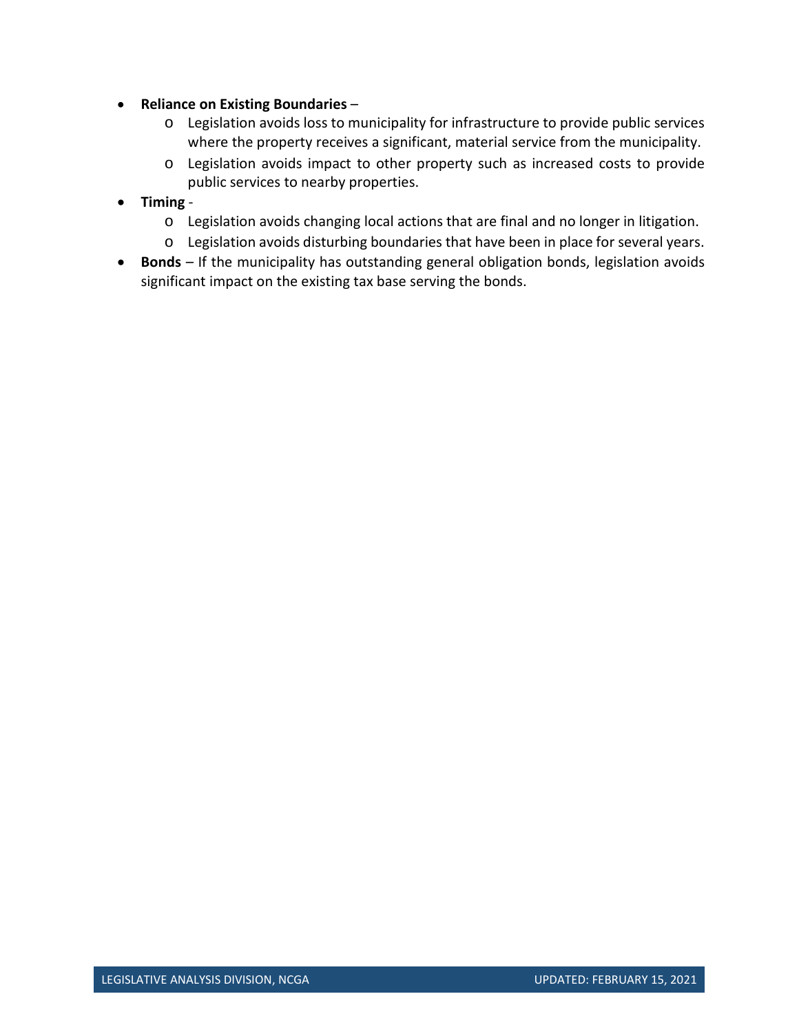- **Reliance on Existing Boundaries** –
  - Legislation avoids loss to municipality for infrastructure to provide public services where the property receives a significant, material service from the municipality.
  - Legislation avoids impact to other property such as increased costs to provide public services to nearby properties.
- **Timing** -
  - Legislation avoids changing local actions that are final and no longer in litigation.
  - Legislation avoids disturbing boundaries that have been in place for several years.
- **Bonds** – If the municipality has outstanding general obligation bonds, legislation avoids significant impact on the existing tax base serving the bonds.